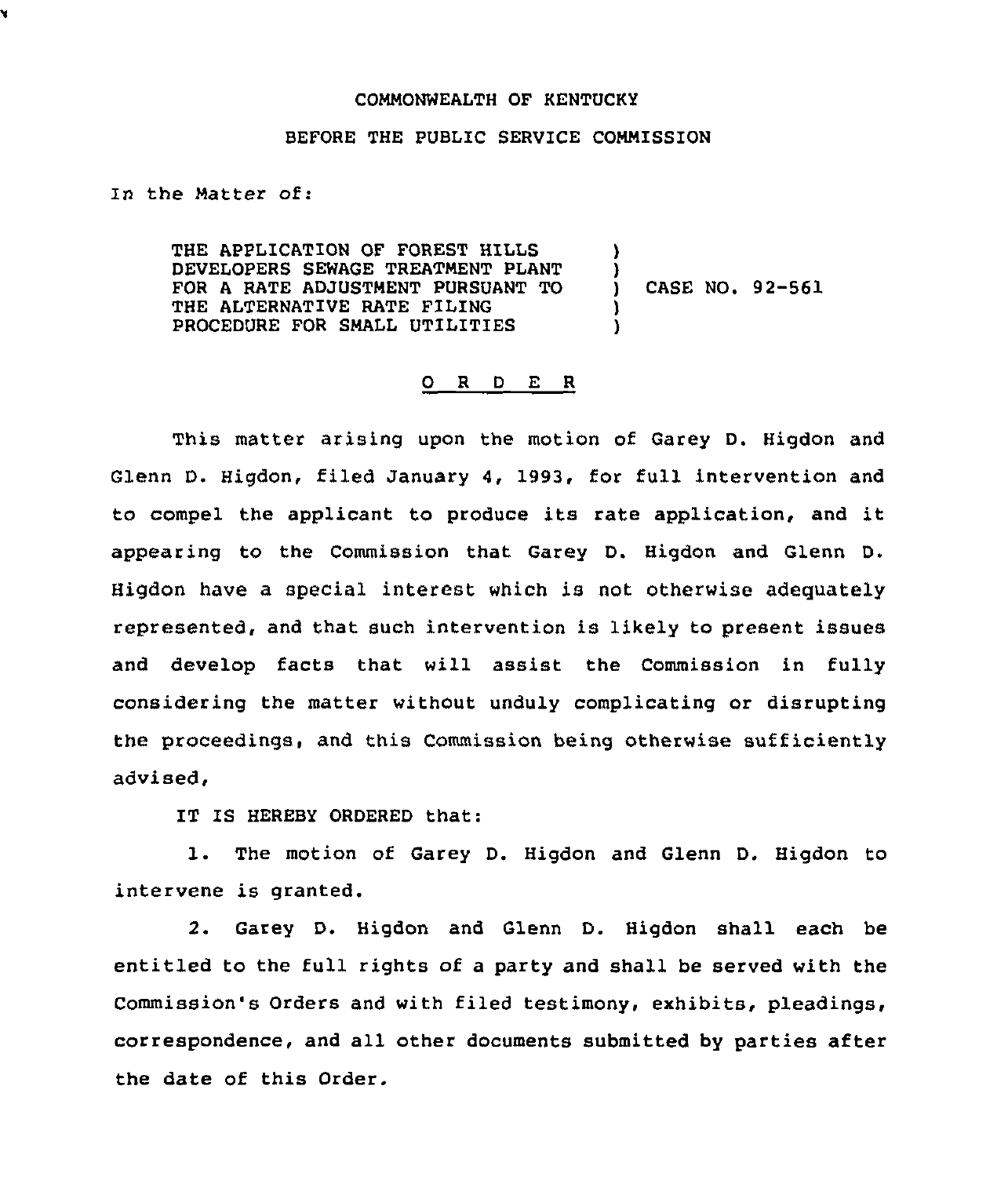COMMONWEALTH OF KENTUCKY

BEFORE THE PUBLIC SERVICE COMMISSION

In the Matter of:

THE APPLICATION OF FOREST HILLS DEVELOPERS SEWAGE TREATMENT PLANT FOR A RATE ADJUSTMENT PURSUANT TO THE ALTERNATIVE RATE FILING PROCEDURE FOR SMALL UTILITIES ) CASE NO. 92-561

O R D E R

This matter arising upon the motion of Garey D. Higdon and Glenn D. Higdon, filed January 4, 1993, for full intervention and to compel the applicant to produce its rate application, and it appearing to the Commission that Garey D. Higdon and Glenn D. Higdon have a special interest which is not otherwise adequately represented, and that such intervention is likely to present issues and develop facts that will assist the Commission in fully considering the matter without unduly complicating or disrupting the proceedings, and this Commission being otherwise sufficiently advised,

IT IS HEREBY ORDERED that:

1. The motion of Garey D. Higdon and Glenn D. Higdon to intervene is granted.

2. Garey D. Higdon and Glenn D. Higdon shall each be entitled to the full rights of a party and shall be served with the Commission's Orders and with filed testimony, exhibits, pleadings, correspondence, and all other documents submitted by parties after the date of this Order.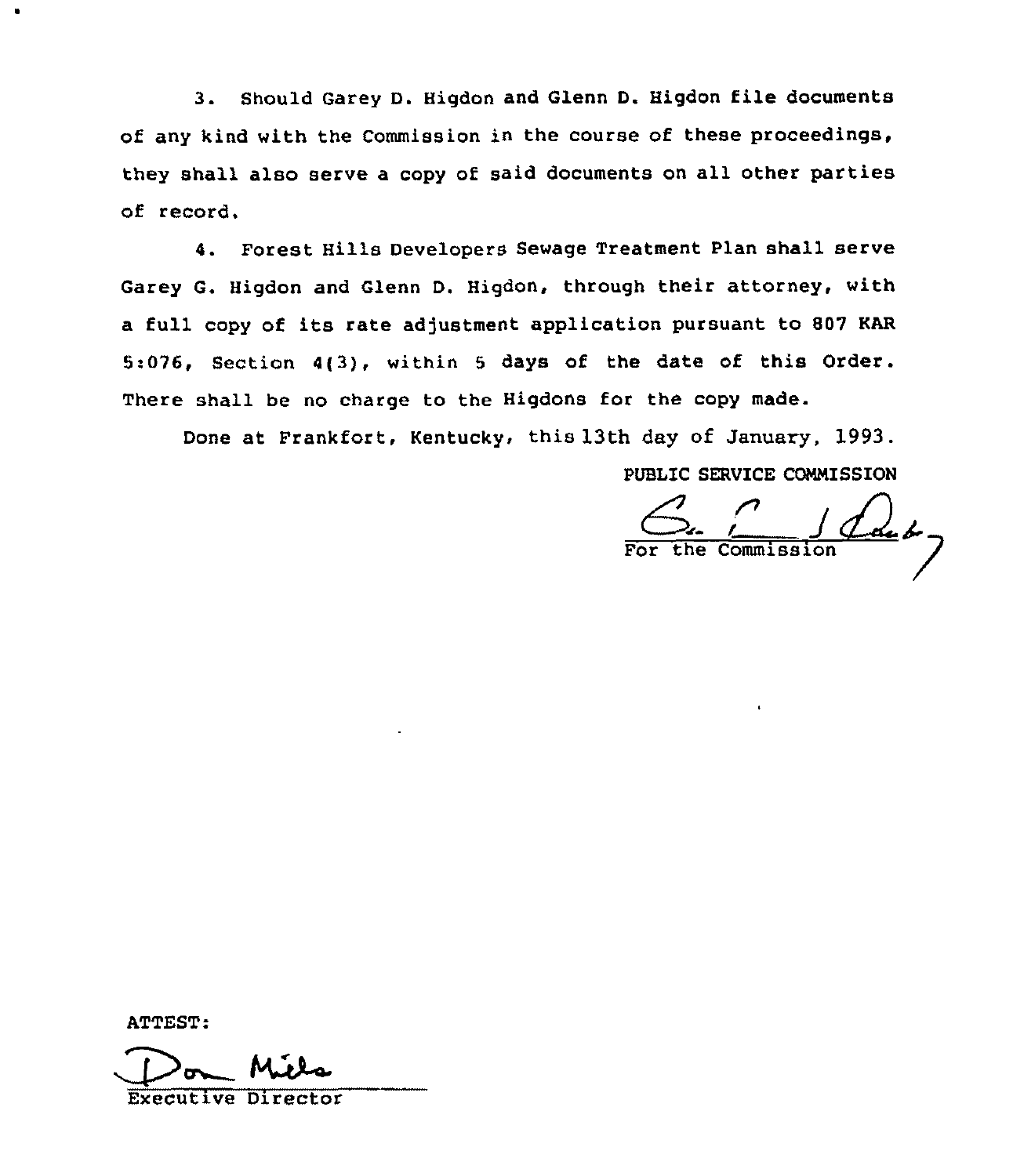3. Should Garey D. Higdon and Glenn D. Higdon file documents of any kind with the Commission in the course of these proceedings, they shall also serve a copy of said documents on all other parties of record.

4. Forest Hills Developers Sewage Treatment Plan shall serve Garey G. Higdon and Glenn D. Higdon, through their attorney, with a full copy of its rate adjustment application pursuant to 807 KAR 5:076, Section 4(3), within 5 days of the date of this Order. There shall be no charge to the Higdons for the copy made.

Done at Frankfort, Kentucky, this 13th day of January, 1993.

PUBLIC SERVICE COMMISSION

For the Commission

ATTEST:

Executive Director